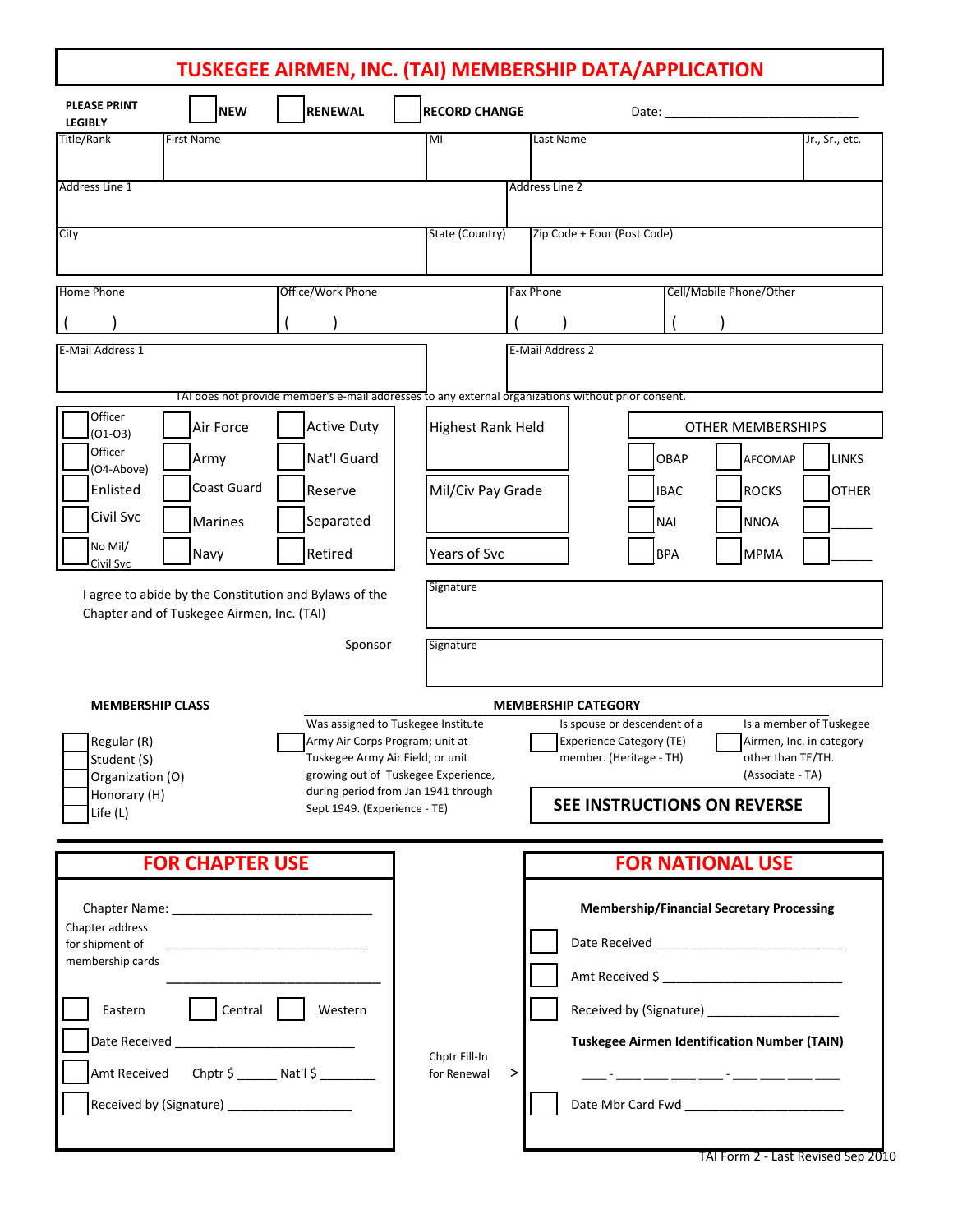# TUSKEGEE AIRMEN, INC. (TAI) MEMBERSHIP DATA/APPLICATION

**PLEASE PRINT LEGIBLY** ☐ **NEW** ☐ **RENEWAL** ☐ **RECORD CHANGE** Date: ____________________________

| Title/Rank | First Name | MI | Last Name | Jr., Sr., etc. |
|---|---|---|---|---|
| | | | | |

| Address Line 1 | Address Line 2 |
|---|---|
| | |

| City | State (Country) | Zip Code + Four (Post Code) |
|---|---|---|
| | | |

| Home Phone | Office/Work Phone | Fax Phone | Cell/Mobile Phone/Other |
|---|---|---|---|
| (    ) | (    ) | (    ) | (    ) |

| E-Mail Address 1 | E-Mail Address 2 |
|---|---|
| | |

TAI does not provide member's e-mail addresses to any external organizations without prior consent.

| | | | | OTHER MEMBERSHIPS | | |
|---|---|---|---|---|---|---|
| ☐ Officer (O1-O3) | ☐ Air Force | ☐ Active Duty | Highest Rank Held | | | |
| ☐ Officer (O4-Above) | ☐ Army | ☐ Nat'l Guard | | ☐ OBAP | ☐ AFCOMAP | ☐ LINKS |
| ☐ Enlisted | ☐ Coast Guard | ☐ Reserve | Mil/Civ Pay Grade | ☐ IBAC | ☐ ROCKS | ☐ OTHER |
| ☐ Civil Svc | ☐ Marines | ☐ Separated | | ☐ NAI | ☐ NNOA | ☐ ______ |
| ☐ No Mil/ Civil Svc | ☐ Navy | ☐ Retired | Years of Svc | ☐ BPA | ☐ MPMA | ☐ ______ |

I agree to abide by the Constitution and Bylaws of the Chapter and of Tuskegee Airmen, Inc. (TAI)

Signature ________________________________

Sponsor Signature ________________________________

**MEMBERSHIP CLASS**

- ☐ Regular (R)
- ☐ Student (S)
- ☐ Organization (O)
- ☐ Honorary (H)
- ☐ Life (L)

**MEMBERSHIP CATEGORY**

- ☐ Was assigned to Tuskegee Institute Army Air Corps Program; unit at Tuskegee Army Air Field; or unit growing out of Tuskegee Experience, during period from Jan 1941 through Sept 1949. (Experience - TE)
- ☐ Is spouse or descendent of a Experience Category (TE) member. (Heritage - TH)
- ☐ Is a member of Tuskegee Airmen, Inc. in category other than TE/TH. (Associate - TA)

**SEE INSTRUCTIONS ON REVERSE**

## FOR CHAPTER USE

Chapter Name: ____________________________

Chapter address for shipment of membership cards ____________________________

____________________________

☐ Eastern ☐ Central ☐ Western

☐ Date Received ________________________

☐ Amt Received Chptr $ ______ Nat'l $ ________

☐ Received by (Signature) _________________

Chptr Fill-In for Renewal >

## FOR NATIONAL USE

**Membership/Financial Secretary Processing**

☐ Date Received ________________________

☐ Amt Received $ ________________________

☐ Received by (Signature) _________________

**Tuskegee Airmen Identification Number (TAIN)**

____ - ____ ____ ____ ____ - ____ ____ ____ ____

☐ Date Mbr Card Fwd ______________________

TAI Form 2 - Last Revised Sep 2010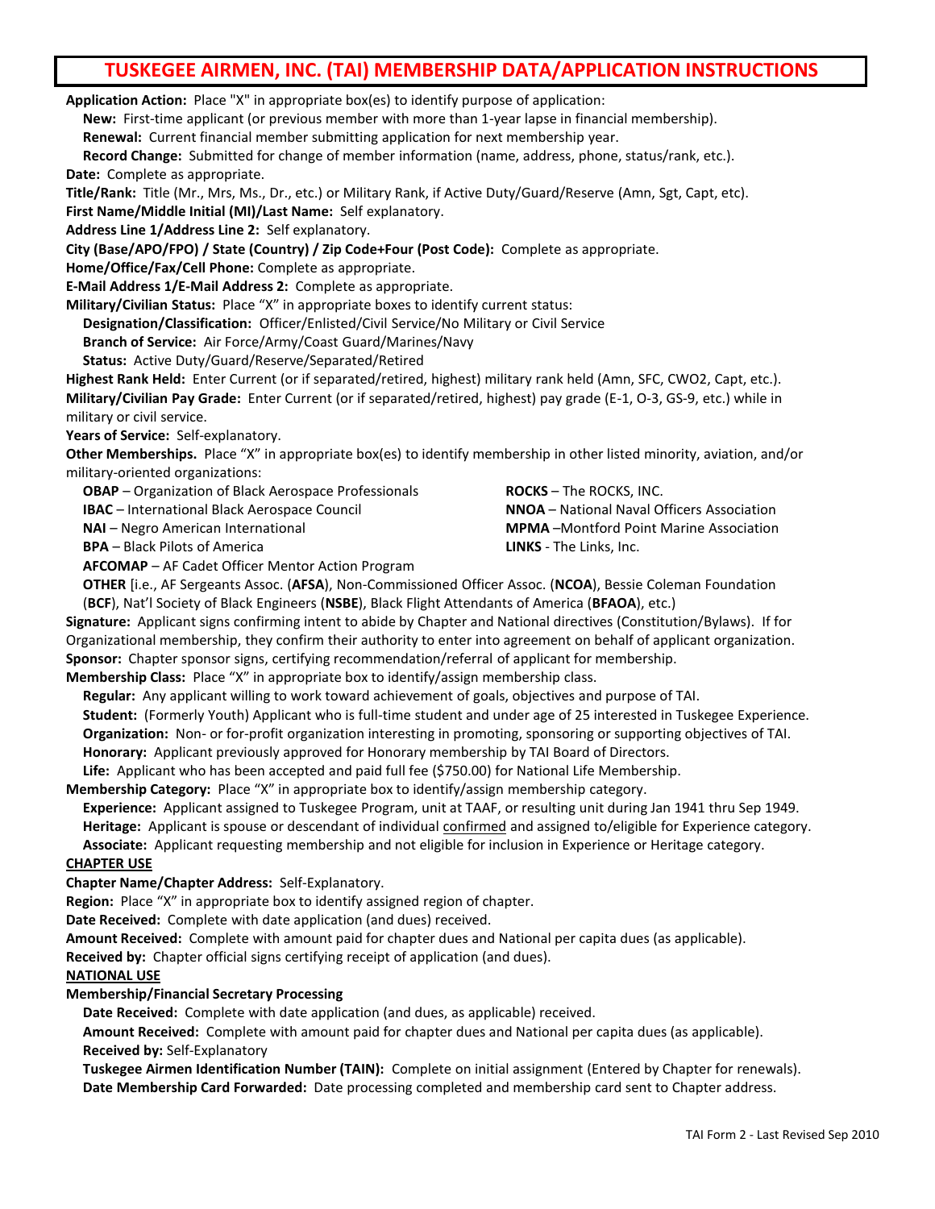# TUSKEGEE AIRMEN, INC. (TAI) MEMBERSHIP DATA/APPLICATION INSTRUCTIONS

**Application Action:** Place "X" in appropriate box(es) to identify purpose of application:

- **New:** First-time applicant (or previous member with more than 1-year lapse in financial membership).
- **Renewal:** Current financial member submitting application for next membership year.
- **Record Change:** Submitted for change of member information (name, address, phone, status/rank, etc.).

**Date:** Complete as appropriate.

**Title/Rank:** Title (Mr., Mrs, Ms., Dr., etc.) or Military Rank, if Active Duty/Guard/Reserve (Amn, Sgt, Capt, etc).

**First Name/Middle Initial (MI)/Last Name:** Self explanatory.

**Address Line 1/Address Line 2:** Self explanatory.

**City (Base/APO/FPO) / State (Country) / Zip Code+Four (Post Code):** Complete as appropriate.

**Home/Office/Fax/Cell Phone:** Complete as appropriate.

**E-Mail Address 1/E-Mail Address 2:** Complete as appropriate.

**Military/Civilian Status:** Place "X" in appropriate boxes to identify current status:

- **Designation/Classification:** Officer/Enlisted/Civil Service/No Military or Civil Service
- **Branch of Service:** Air Force/Army/Coast Guard/Marines/Navy
- **Status:** Active Duty/Guard/Reserve/Separated/Retired

**Highest Rank Held:** Enter Current (or if separated/retired, highest) military rank held (Amn, SFC, CWO2, Capt, etc.).

**Military/Civilian Pay Grade:** Enter Current (or if separated/retired, highest) pay grade (E-1, O-3, GS-9, etc.) while in military or civil service.

**Years of Service:** Self-explanatory.

**Other Memberships.** Place "X" in appropriate box(es) to identify membership in other listed minority, aviation, and/or military-oriented organizations:

- **OBAP** – Organization of Black Aerospace Professionals
- **IBAC** – International Black Aerospace Council
- **NAI** – Negro American International
- **BPA** – Black Pilots of America
- **AFCOMAP** – AF Cadet Officer Mentor Action Program
- **ROCKS** – The ROCKS, INC.
- **NNOA** – National Naval Officers Association
- **MPMA** –Montford Point Marine Association
- **LINKS** - The Links, Inc.
- **OTHER** [i.e., AF Sergeants Assoc. (**AFSA**), Non-Commissioned Officer Assoc. (**NCOA**), Bessie Coleman Foundation (**BCF**), Nat'l Society of Black Engineers (**NSBE**), Black Flight Attendants of America (**BFAOA**), etc.)

**Signature:** Applicant signs confirming intent to abide by Chapter and National directives (Constitution/Bylaws). If for Organizational membership, they confirm their authority to enter into agreement on behalf of applicant organization.

**Sponsor:** Chapter sponsor signs, certifying recommendation/referral of applicant for membership.

**Membership Class:** Place "X" in appropriate box to identify/assign membership class.

- **Regular:** Any applicant willing to work toward achievement of goals, objectives and purpose of TAI.
- **Student:** (Formerly Youth) Applicant who is full-time student and under age of 25 interested in Tuskegee Experience.
- **Organization:** Non- or for-profit organization interesting in promoting, sponsoring or supporting objectives of TAI.
- **Honorary:** Applicant previously approved for Honorary membership by TAI Board of Directors.
- **Life:** Applicant who has been accepted and paid full fee ($750.00) for National Life Membership.

**Membership Category:** Place "X" in appropriate box to identify/assign membership category.

- **Experience:** Applicant assigned to Tuskegee Program, unit at TAAF, or resulting unit during Jan 1941 thru Sep 1949.
- **Heritage:** Applicant is spouse or descendant of individual confirmed and assigned to/eligible for Experience category.
- **Associate:** Applicant requesting membership and not eligible for inclusion in Experience or Heritage category.

**CHAPTER USE**

**Chapter Name/Chapter Address:** Self-Explanatory.

**Region:** Place "X" in appropriate box to identify assigned region of chapter.

**Date Received:** Complete with date application (and dues) received.

**Amount Received:** Complete with amount paid for chapter dues and National per capita dues (as applicable).

**Received by:** Chapter official signs certifying receipt of application (and dues).

**NATIONAL USE**

**Membership/Financial Secretary Processing**

- **Date Received:** Complete with date application (and dues, as applicable) received.
- **Amount Received:** Complete with amount paid for chapter dues and National per capita dues (as applicable).
- **Received by:** Self-Explanatory
- **Tuskegee Airmen Identification Number (TAIN):** Complete on initial assignment (Entered by Chapter for renewals).
- **Date Membership Card Forwarded:** Date processing completed and membership card sent to Chapter address.

TAI Form 2 - Last Revised Sep 2010